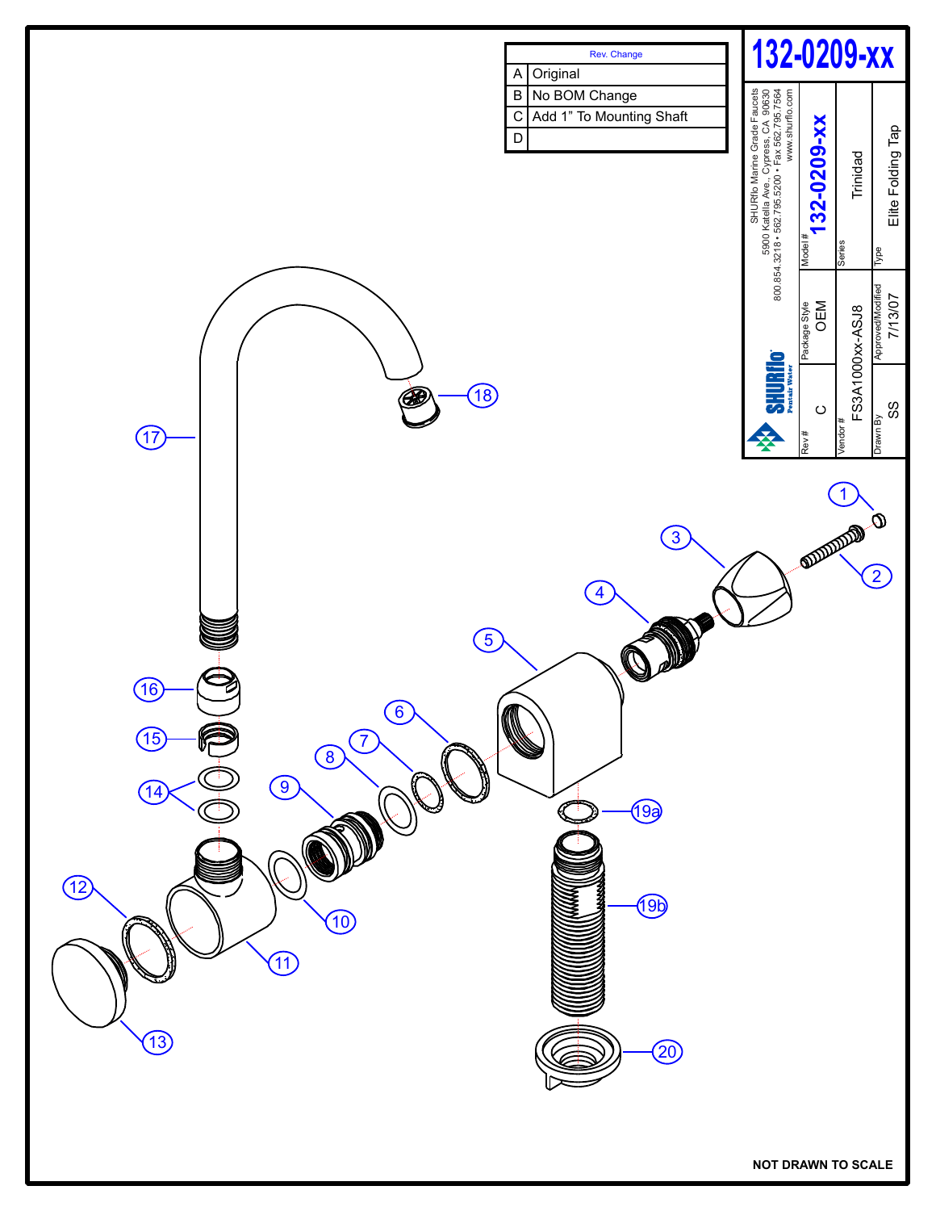# 132-0209-xx

| | Rev. Change |
|---|---|
| A | Original |
| B | No BOM Change |
| C | Add 1" To Mounting Shaft |
| D | |

SHURflo Marine Grade Faucets
5900 Katella Ave., Cypress, CA 90630
800.854.3218 • 562.795.5200 • Fax 562.795.7564
www.shurflo.com

SHURflo Pentair Water

| Rev # | Package Style | Model # |
|---|---|---|
| C | OEM | 132-0209-xx |

| Vendor # | Series |
|---|---|
| FS3A1000xx-ASJ8 | Trinidad |

| Drawn By | Approved/Modified | Type |
|---|---|---|
| SS | 7/13/07 | Elite Folding Tap |

1, 2, 3, 4, 5, 6, 7, 8, 9, 10, 11, 12, 13, 14, 15, 16, 17, 18, 19a, 19b, 20

NOT DRAWN TO SCALE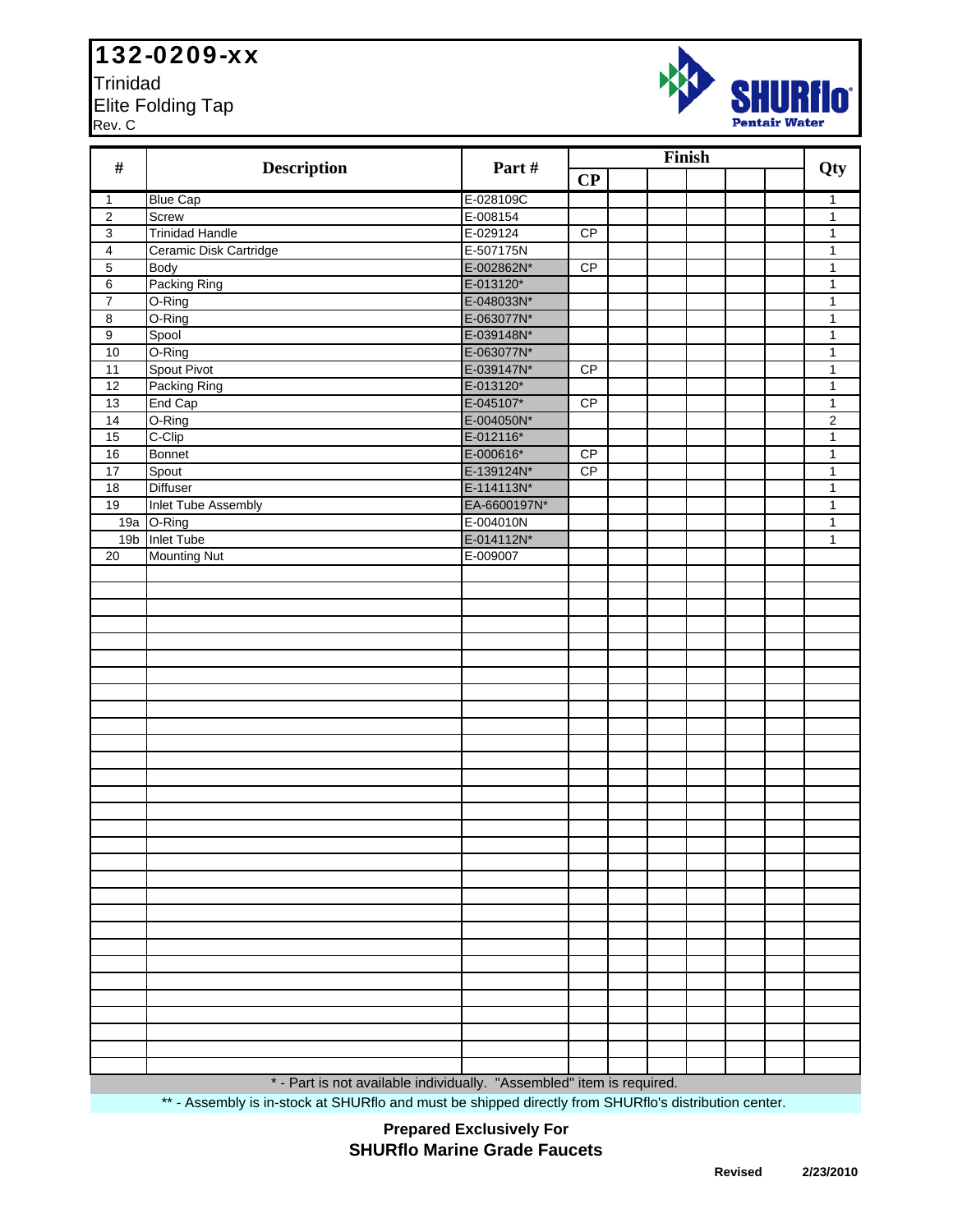# 132-0209-xx

Trinidad
Elite Folding Tap
Rev. C

SHURflo Pentair Water

| # | Description | Part # | Finish | | | | | | Qty |
|---|---|---|---|---|---|---|---|---|---|
| | | | CP | | | | | | |
| 1 | Blue Cap | E-028109C | | | | | | | 1 |
| 2 | Screw | E-008154 | | | | | | | 1 |
| 3 | Trinidad Handle | E-029124 | CP | | | | | | 1 |
| 4 | Ceramic Disk Cartridge | E-507175N | | | | | | | 1 |
| 5 | Body | E-002862N* | CP | | | | | | 1 |
| 6 | Packing Ring | E-013120* | | | | | | | 1 |
| 7 | O-Ring | E-048033N* | | | | | | | 1 |
| 8 | O-Ring | E-063077N* | | | | | | | 1 |
| 9 | Spool | E-039148N* | | | | | | | 1 |
| 10 | O-Ring | E-063077N* | | | | | | | 1 |
| 11 | Spout Pivot | E-039147N* | CP | | | | | | 1 |
| 12 | Packing Ring | E-013120* | | | | | | | 1 |
| 13 | End Cap | E-045107* | CP | | | | | | 1 |
| 14 | O-Ring | E-004050N* | | | | | | | 2 |
| 15 | C-Clip | E-012116* | | | | | | | 1 |
| 16 | Bonnet | E-000616* | CP | | | | | | 1 |
| 17 | Spout | E-139124N* | CP | | | | | | 1 |
| 18 | Diffuser | E-114113N* | | | | | | | 1 |
| 19 | Inlet Tube Assembly | EA-6600197N* | | | | | | | 1 |
| 19a | O-Ring | E-004010N | | | | | | | 1 |
| 19b | Inlet Tube | E-014112N* | | | | | | | 1 |
| 20 | Mounting Nut | E-009007 | | | | | | | |

* - Part is not available individually. "Assembled" item is required.

** - Assembly is in-stock at SHURflo and must be shipped directly from SHURflo's distribution center.

**Prepared Exclusively For**
**SHURflo Marine Grade Faucets**

**Revised** **2/23/2010**